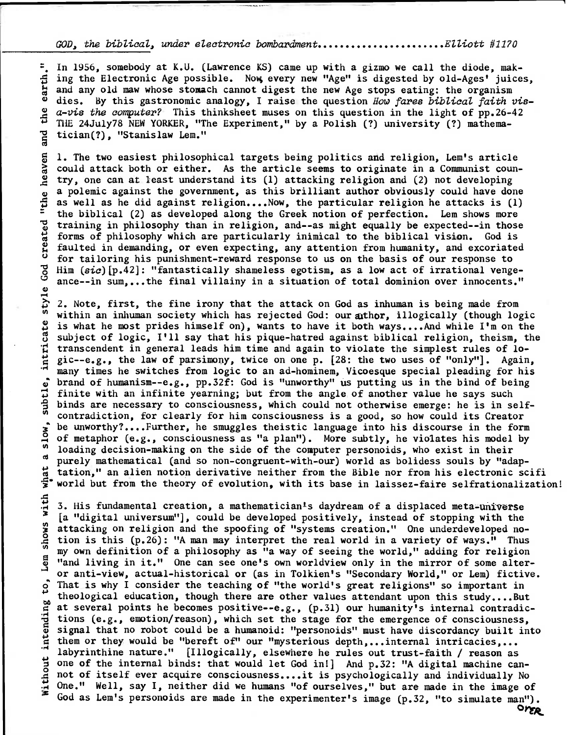*GOD, the biblical, under electronic bombardment......................Elliott #1170*

"Without intending to, Lem shows with what a slow, subtle, intricate style God created "the heaven and the earth."

In 1956, somebody at K.U. (Lawrence KS) came up with a gizmo we call the diode, making the Electronic Age possible. Now every new "Age" is digested by old-Ages' juices, and any old maw whose stomach cannot digest the new Age stops eating: the organism dies. By this gastronomic analogy, I raise the question *How fares biblical faith vis-a-vis the computer?* This thinksheet muses on this question in the light of pp.26-42 THE 24July78 NEW YORKER, "The Experiment," by a Polish (?) university (?) mathematician(?), "Stanislaw Lem."

1. The two easiest philosophical targets being politics and religion, Lem's article could attack both or either. As the article seems to originate in a Communist country, one can at least understand its (1) attacking religion and (2) not developing a polemic against the government, as this brilliant author obviously could have done as well as he did against religion....Now, the particular religion he attacks is (1) the biblical (2) as developed along the Greek notion of perfection. Lem shows more training in philosophy than in religion, and--as might equally be expected--in those forms of philosophy which are particularly inimical to the biblical vision. God is faulted in demanding, or even expecting, any attention from humanity, and excoriated for tailoring his punishment-reward response to us on the basis of our response to Him (*sic*)[p.42]: "fantastically shameless egotism, as a low act of irrational vengeance--in sum,...the final villainy in a situation of total dominion over innocents."

2. Note, first, the fine irony that the attack on God as inhuman is being made from within an inhuman society which has rejected God: our author, illogically (though logic is what he most prides himself on), wants to have it both ways....And while I'm on the subject of logic, I'll say that his pique-hatred against biblical religion, theism, the transcendent in general leads him time and again to violate the simplest rules of logic--e.g., the law of parsimony, twice on one p. [28: the two uses of "only"]. Again, many times he switches from logic to an ad-hominem, Vicoesque special pleading for his brand of humanism--e.g., pp.32f: God is "unworthy" us putting us in the bind of being finite with an infinite yearning; but from the angle of another value he says such binds are necessary to consciousness, which could not otherwise emerge: he is in self-contradiction, for clearly for him consciousness is a good, so how could its Creator be unworthy?....Further, he smuggles theistic language into his discourse in the form of metaphor (e.g., consciousness as "a plan"). More subtly, he violates his model by loading decision-making on the side of the computer personoids, who exist in their purely mathematical (and so non-congruent-with-our) world as bolidess souls by "adaptation," an alien notion derivative neither from the Bible nor from his electronic scifi world but from the theory of evolution, with its base in laissez-faire selfrationalization!

3. His fundamental creation, a mathematician's daydream of a displaced meta-universe [a "digital universum"], could be developed positively, instead of stopping with the attacking on religion and the spoofing of "systems creation." One underdeveloped notion is this (p.26): "A man may interpret the real world in a variety of ways." Thus my own definition of a philosophy as "a way of seeing the world," adding for religion "and living in it." One can see one's own worldview only in the mirror of some alter- or anti-view, actual-historical or (as in Tolkien's "Secondary World," or Lem) fictive. That is why I consider the teaching of "the world's great religions" so important in theological education, though there are other values attendant upon this study....But at several points he becomes positive--e.g., (p.31) our humanity's internal contradictions (e.g., emotion/reason), which set the stage for the emergence of consciousness, signal that no robot could be a humanoid: "personoids" must have discordancy built into them or they would be "bereft of" our "mysterious depth,...internal intricacies,... labyrinthine nature." [Illogically, elsewhere he rules out trust-faith / reason as one of the internal binds: that would let God in!] And p.32: "A digital machine cannot of itself ever acquire consciousness....it is psychologically and individually No One." Well, say I, neither did we humans "of ourselves," but are made in the image of God as Lem's personoids are made in the experimenter's image (p.32, "to simulate man").

OVER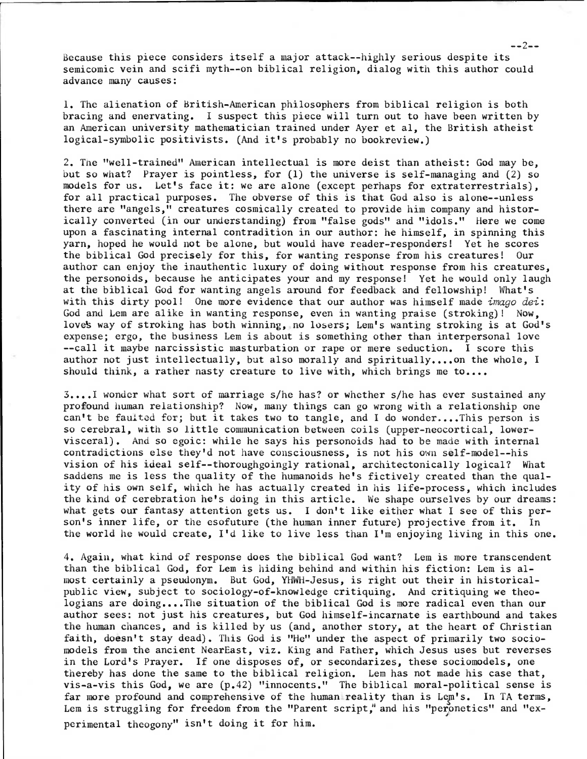Because this piece considers itself a major attack--highly serious despite its semicomic vein and scifi myth--on biblical religion, dialog with this author could advance many causes:

1. The alienation of British-American philosophers from biblical religion is both bracing and enervating. I suspect this piece will turn out to have been written by an American university mathematician trained under Ayer et al, the British atheist logical-symbolic positivists. (And it's probably no bookreview.)

2. The "well-trained" American intellectual is more deist than atheist: God may be, but so what? Prayer is pointless, for (1) the universe is self-managing and (2) so models for us. Let's face it: we are alone (except perhaps for extraterrestrials), for all practical purposes. The obverse of this is that God also is alone--unless there are "angels," creatures cosmically created to provide him company and historically converted (in our understanding) from "false gods" and "idols." Here we come upon a fascinating internal contradition in our author: he himself, in spinning this yarn, hoped he would not be alone, but would have reader-responders! Yet he scores the biblical God precisely for this, for wanting response from his creatures! Our author can enjoy the inauthentic luxury of doing without response from his creatures, the personoids, because he anticipates your and my response! Yet he would only laugh at the biblical God for wanting angels around for feedback and fellowship! What's with this dirty pool! One more evidence that our author was himself made *imago dei*: God and Lem are alike in wanting response, even in wanting praise (stroking)! Now, love's way of stroking has both winning, no losers; Lem's wanting stroking is at God's expense; ergo, the business Lem is about is something other than interpersonal love --call it maybe narcissistic masturbation or rape or mere seduction. I score this author not just intellectually, but also morally and spiritually....on the whole, I should think, a rather nasty creature to live with, which brings me to....

3....I wonder what sort of marriage s/he has? or whether s/he has ever sustained any profound human relationship? Now, many things can go wrong with a relationship one can't be faulted for; but it takes two to tangle, and I do wonder....This person is so cerebral, with so little communication between coils (upper-neocortical, lower-visceral). And so egoic: while he says his personoids had to be made with internal contradictions else they'd not have consciousness, is not his own self-model--his vision of his ideal self--thoroughgoingly rational, architectonically logical? What saddens me is less the quality of the humanoids he's fictively created than the quality of his own self, which he has actually created in his life-process, which includes the kind of cerebration he's doing in this article. We shape ourselves by our dreams: what gets our fantasy attention gets us. I don't like either what I see of this person's inner life, or the esofuture (the human inner future) projective from it. In the world he would create, I'd like to live less than I'm enjoying living in this one.

4. Again, what kind of response does the biblical God want? Lem is more transcendent than the biblical God, for Lem is hiding behind and within his fiction: Lem is almost certainly a pseudonym. But God, YHWH-Jesus, is right out their in historical-public view, subject to sociology-of-knowledge critiquing. And critiquing we theologians are doing....The situation of the biblical God is more radical even than our author sees: not just his creatures, but God himself-incarnate is earthbound and takes the human chances, and is killed by us (and, another story, at the heart of Christian faith, doesn't stay dead). This God is "He" under the aspect of primarily two sociomodels from the ancient NearEast, viz. King and Father, which Jesus uses but reverses in the Lord's Prayer. If one disposes of, or secondarizes, these sociomodels, one thereby has done the same to the biblical religion. Lem has not made his case that, vis-a-vis this God, we are (p.42) "innocents." The biblical moral-political sense is far more profound and comprehensive of the human reality than is Lem's. In TA terms, Lem is struggling for freedom from the "Parent script," and his "personetics" and "experimental theogony" isn't doing it for him.